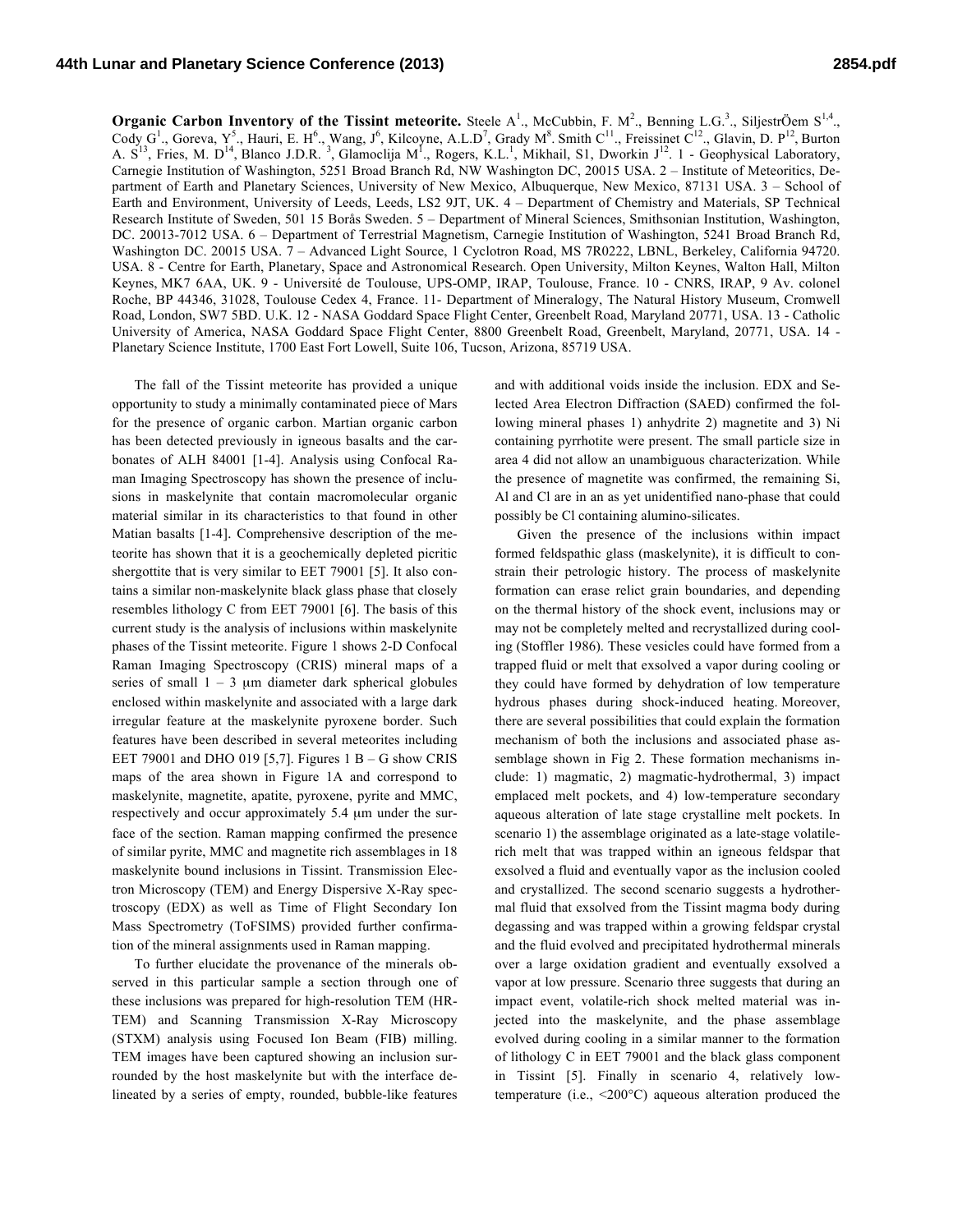**Organic Carbon Inventory of the Tissint meteorite.** Steele A[1]., McCubbin, F. M[2]., Benning L.G[3]., SiljestrÖem S[1,4]., Cody G[1]., Goreva, Y[5]., Hauri, E. H[6]., Wang, J[6], Kilcoyne, A.L.D[7], Grady M[8]. Smith C[11]., Freissinet C[12]., Glavin, D. P[12], Burton A. S[13], Fries, M. D[14], Blanco J.D.R. [3], Glamoclija M[1]., Rogers, K.L.[1], Mikhail, S1, Dworkin J[12]. 1 - Geophysical Laboratory, Carnegie Institution of Washington, 5251 Broad Branch Rd, NW Washington DC, 20015 USA. 2 – Institute of Meteoritics, Department of Earth and Planetary Sciences, University of New Mexico, Albuquerque, New Mexico, 87131 USA. 3 – School of Earth and Environment, University of Leeds, Leeds, LS2 9JT, UK. 4 – Department of Chemistry and Materials, SP Technical Research Institute of Sweden, 501 15 Borås Sweden. 5 – Department of Mineral Sciences, Smithsonian Institution, Washington, DC. 20013-7012 USA. 6 – Department of Terrestrial Magnetism, Carnegie Institution of Washington, 5241 Broad Branch Rd, Washington DC. 20015 USA. 7 – Advanced Light Source, 1 Cyclotron Road, MS 7R0222, LBNL, Berkeley, California 94720. USA. 8 - Centre for Earth, Planetary, Space and Astronomical Research. Open University, Milton Keynes, Walton Hall, Milton Keynes, MK7 6AA, UK. 9 - Université de Toulouse, UPS-OMP, IRAP, Toulouse, France. 10 - CNRS, IRAP, 9 Av. colonel Roche, BP 44346, 31028, Toulouse Cedex 4, France. 11- Department of Mineralogy, The Natural History Museum, Cromwell Road, London, SW7 5BD. U.K. 12 - NASA Goddard Space Flight Center, Greenbelt Road, Maryland 20771, USA. 13 - Catholic University of America, NASA Goddard Space Flight Center, 8800 Greenbelt Road, Greenbelt, Maryland, 20771, USA. 14 - Planetary Science Institute, 1700 East Fort Lowell, Suite 106, Tucson, Arizona, 85719 USA.

The fall of the Tissint meteorite has provided a unique opportunity to study a minimally contaminated piece of Mars for the presence of organic carbon. Martian organic carbon has been detected previously in igneous basalts and the carbonates of ALH 84001 [1-4]. Analysis using Confocal Raman Imaging Spectroscopy has shown the presence of inclusions in maskelynite that contain macromolecular organic material similar in its characteristics to that found in other Matian basalts [1-4]. Comprehensive description of the meteorite has shown that it is a geochemically depleted picritic shergottite that is very similar to EET 79001 [5]. It also contains a similar non-maskelynite black glass phase that closely resembles lithology C from EET 79001 [6]. The basis of this current study is the analysis of inclusions within maskelynite phases of the Tissint meteorite. Figure 1 shows 2-D Confocal Raman Imaging Spectroscopy (CRIS) mineral maps of a series of small 1 – 3 μm diameter dark spherical globules enclosed within maskelynite and associated with a large dark irregular feature at the maskelynite pyroxene border. Such features have been described in several meteorites including EET 79001 and DHO 019 [5,7]. Figures 1 B – G show CRIS maps of the area shown in Figure 1A and correspond to maskelynite, magnetite, apatite, pyroxene, pyrite and MMC, respectively and occur approximately 5.4 μm under the surface of the section. Raman mapping confirmed the presence of similar pyrite, MMC and magnetite rich assemblages in 18 maskelynite bound inclusions in Tissint. Transmission Electron Microscopy (TEM) and Energy Dispersive X-Ray spectroscopy (EDX) as well as Time of Flight Secondary Ion Mass Spectrometry (ToFSIMS) provided further confirmation of the mineral assignments used in Raman mapping.

To further elucidate the provenance of the minerals observed in this particular sample a section through one of these inclusions was prepared for high-resolution TEM (HR-TEM) and Scanning Transmission X-Ray Microscopy (STXM) analysis using Focused Ion Beam (FIB) milling. TEM images have been captured showing an inclusion surrounded by the host maskelynite but with the interface delineated by a series of empty, rounded, bubble-like features and with additional voids inside the inclusion. EDX and Selected Area Electron Diffraction (SAED) confirmed the following mineral phases 1) anhydrite 2) magnetite and 3) Ni containing pyrrhotite were present. The small particle size in area 4 did not allow an unambiguous characterization. While the presence of magnetite was confirmed, the remaining Si, Al and Cl are in an as yet unidentified nano-phase that could possibly be Cl containing alumino-silicates.

Given the presence of the inclusions within impact formed feldspathic glass (maskelynite), it is difficult to constrain their petrologic history. The process of maskelynite formation can erase relict grain boundaries, and depending on the thermal history of the shock event, inclusions may or may not be completely melted and recrystallized during cooling (Stoffler 1986). These vesicles could have formed from a trapped fluid or melt that exsolved a vapor during cooling or they could have formed by dehydration of low temperature hydrous phases during shock-induced heating. Moreover, there are several possibilities that could explain the formation mechanism of both the inclusions and associated phase assemblage shown in Fig 2. These formation mechanisms include: 1) magmatic, 2) magmatic-hydrothermal, 3) impact emplaced melt pockets, and 4) low-temperature secondary aqueous alteration of late stage crystalline melt pockets. In scenario 1) the assemblage originated as a late-stage volatile-rich melt that was trapped within an igneous feldspar that exsolved a fluid and eventually vapor as the inclusion cooled and crystallized. The second scenario suggests a hydrothermal fluid that exsolved from the Tissint magma body during degassing and was trapped within a growing feldspar crystal and the fluid evolved and precipitated hydrothermal minerals over a large oxidation gradient and eventually exsolved a vapor at low pressure. Scenario three suggests that during an impact event, volatile-rich shock melted material was injected into the maskelynite, and the phase assemblage evolved during cooling in a similar manner to the formation of lithology C in EET 79001 and the black glass component in Tissint [5]. Finally in scenario 4, relatively low-temperature (i.e., <200°C) aqueous alteration produced the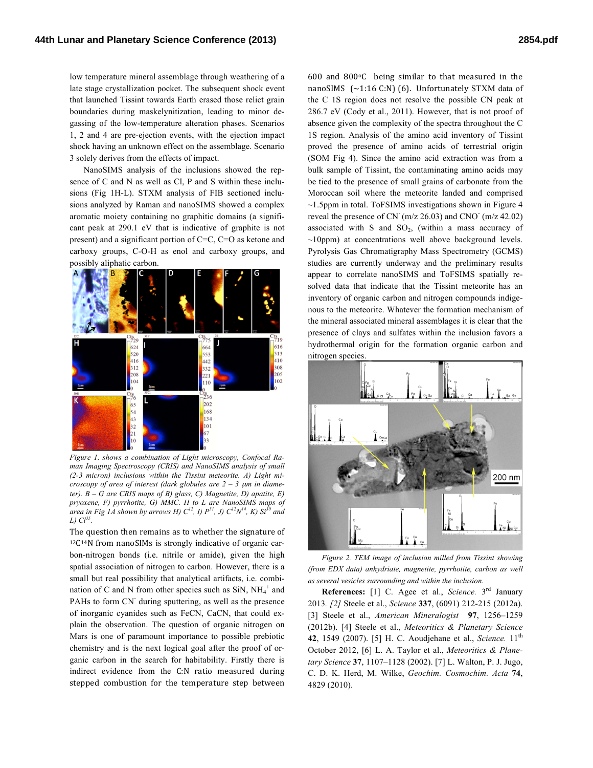low temperature mineral assemblage through weathering of a late stage crystallization pocket. The subsequent shock event that launched Tissint towards Earth erased those relict grain boundaries during maskelynitization, leading to minor degassing of the low-temperature alteration phases. Scenarios 1, 2 and 4 are pre-ejection events, with the ejection impact shock having an unknown effect on the assemblage. Scenario 3 solely derives from the effects of impact.

NanoSIMS analysis of the inclusions showed the presence of C and N as well as Cl, P and S within these inclusions (Fig 1H-L). STXM analysis of FIB sectioned inclusions analyzed by Raman and nanoSIMS showed a complex aromatic moiety containing no graphitic domains (a significant peak at 290.1 eV that is indicative of graphite is not present) and a significant portion of C=C, C=O as ketone and carboxy groups, C-O-H as enol and carboxy groups, and possibly aliphatic carbon.

*Figure 1. shows a combination of Light microscopy, Confocal Raman Imaging Spectroscopy (CRIS) and NanoSIMS analysis of small (2-3 micron) inclusions within the Tissint meteorite. A) Light microscopy of area of interest (dark globules are 2 – 3 μm in diameter). B – G are CRIS maps of B) glass, C) Magnetite, D) apatite, E) pryoxene, F) pyrrhotite, G) MMC. H to L are NanoSIMS maps of area in Fig 1A shown by arrows H) $C^{12}$, I) $P^{31}$, J) $C^{12}N^{14}$, K) $Si^{30}$ and L) $Cl^{35}$.*

The question then remains as to whether the signature of $^{12}C^{14}N$ from nanoSIMs is strongly indicative of organic carbon-nitrogen bonds (i.e. nitrile or amide), given the high spatial association of nitrogen to carbon. However, there is a small but real possibility that analytical artifacts, i.e. combination of C and N from other species such as SiN, $NH_4^+$ and PAHs to form $CN^-$ during sputtering, as well as the presence of inorganic cyanides such as FeCN, CaCN, that could explain the observation. The question of organic nitrogen on Mars is one of paramount importance to possible prebiotic chemistry and is the next logical goal after the proof of organic carbon in the search for habitability. Firstly there is indirect evidence from the C:N ratio measured during stepped combustion for the temperature step between 600 and 800°C being similar to that measured in the nanoSIMS (~1:16 C:N) (6). Unfortunately STXM data of the C 1S region does not resolve the possible CN peak at 286.7 eV (Cody et al., 2011). However, that is not proof of absence given the complexity of the spectra throughout the C 1S region. Analysis of the amino acid inventory of Tissint proved the presence of amino acids of terrestrial origin (SOM Fig 4). Since the amino acid extraction was from a bulk sample of Tissint, the contaminating amino acids may be tied to the presence of small grains of carbonate from the Moroccan soil where the meteorite landed and comprised ~1.5ppm in total. ToFSIMS investigations shown in Figure 4 reveal the presence of $CN^-$ (m/z 26.03) and $CNO^-$ (m/z 42.02) associated with S and $SO_2$, (within a mass accuracy of ~10ppm) at concentrations well above background levels. Pyrolysis Gas Chromatigraphy Mass Spectrometry (GCMS) studies are currently underway and the preliminary results appear to correlate nanoSIMS and ToFSIMS spatially resolved data that indicate that the Tissint meteorite has an inventory of organic carbon and nitrogen compounds indigenous to the meteorite. Whatever the formation mechanism of the mineral associated mineral assemblages it is clear that the presence of clays and sulfates within the inclusion favors a hydrothermal origin for the formation organic carbon and nitrogen species.

*Figure 2. TEM image of inclusion milled from Tissint showing (from EDX data) anhydriate, magnetite, pyrrhotite, carbon as well as several vesicles surrounding and within the inclusion.*

**References:** [1] C. Agee et al., *Science.* 3rd January 2013. *[2]* Steele et al., *Science* **337**, (6091) 212-215 (2012a). [3] Steele et al., *American Mineralogist* **97**, 1256–1259 (2012b). [4] Steele et al., *Meteoritics & Planetary Science* **42**, 1549 (2007). [5] H. C. Aoudjehane et al., *Science.* 11th October 2012, [6] L. A. Taylor et al., *Meteoritics & Planetary Science* **37**, 1107–1128 (2002). [7] L. Walton, P. J. Jugo, C. D. K. Herd, M. Wilke, *Geochim. Cosmochim. Acta* **74**, 4829 (2010).